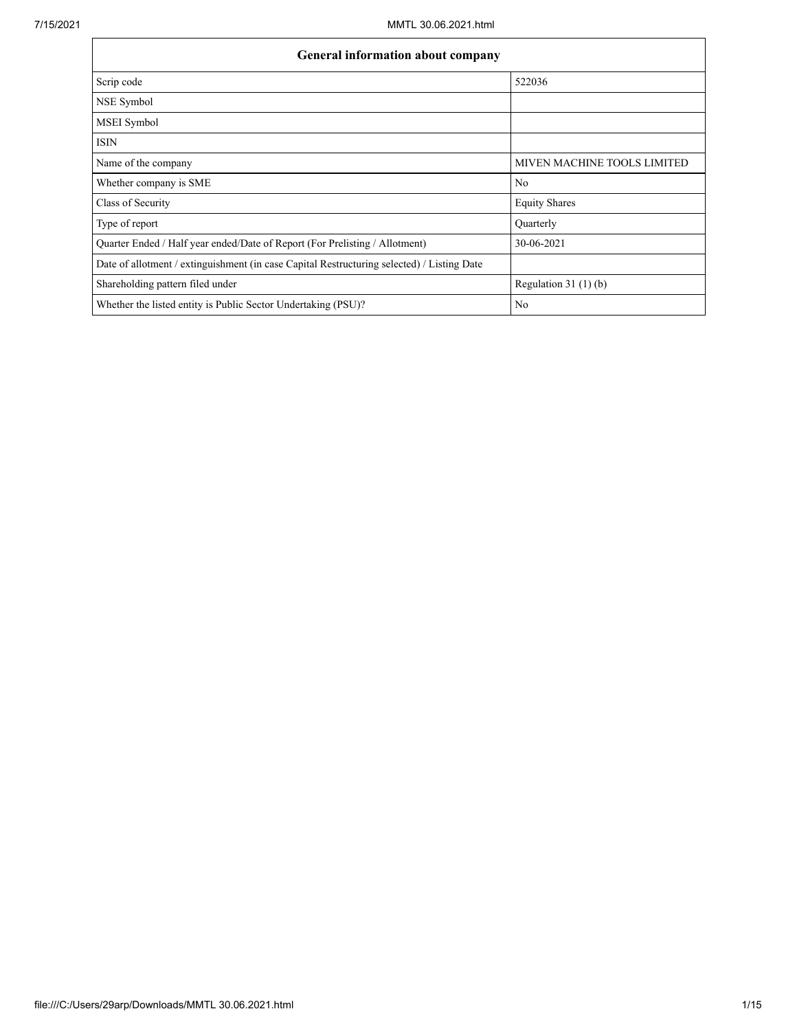| General information about company | |
|---|---|
| Scrip code | 522036 |
| NSE Symbol | |
| MSEI Symbol | |
| ISIN | |
| Name of the company | MIVEN MACHINE TOOLS LIMITED |
| Whether company is SME | No |
| Class of Security | Equity Shares |
| Type of report | Quarterly |
| Quarter Ended / Half year ended/Date of Report (For Prelisting / Allotment) | 30-06-2021 |
| Date of allotment / extinguishment (in case Capital Restructuring selected) / Listing Date | |
| Shareholding pattern filed under | Regulation 31 (1) (b) |
| Whether the listed entity is Public Sector Undertaking (PSU)? | No |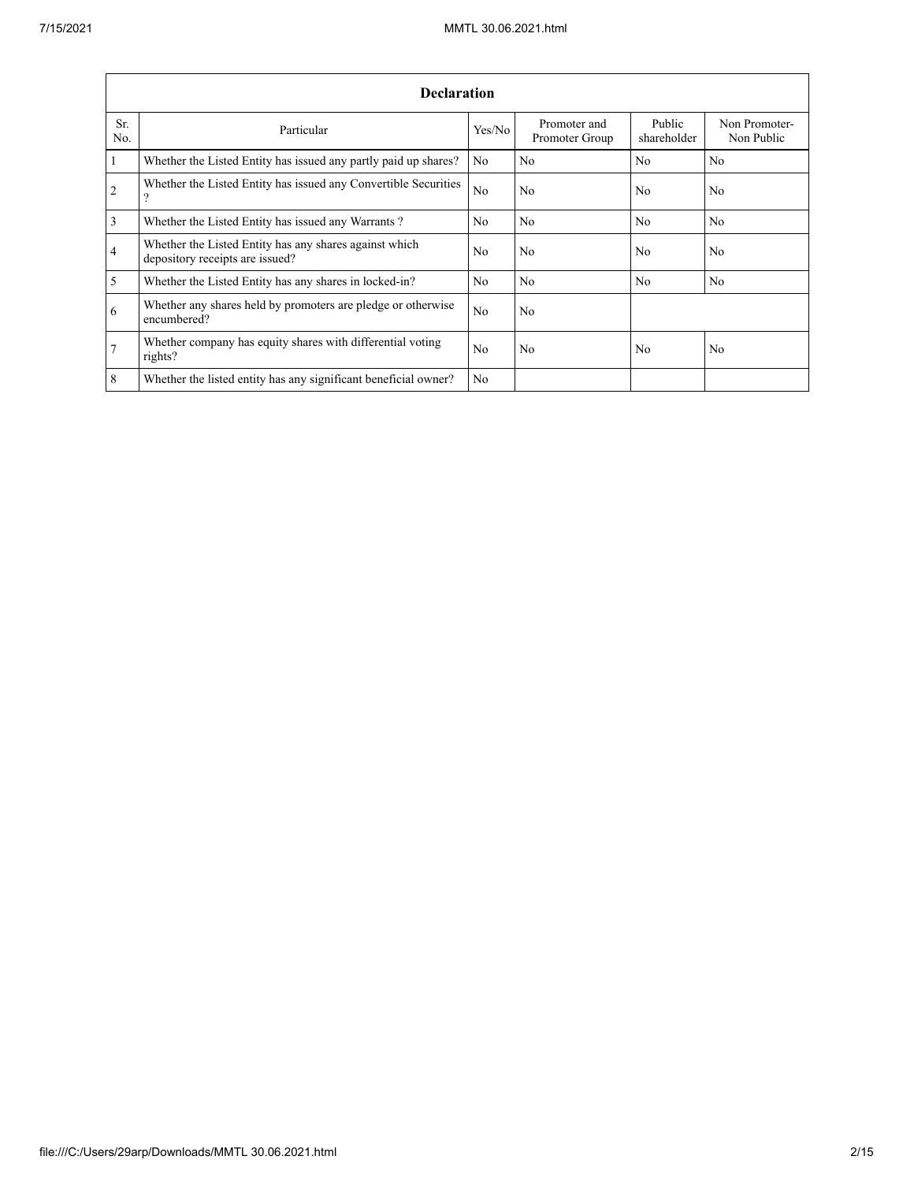| Declaration | | | | | |
|---|---|---|---|---|---|
| Sr. No. | Particular | Yes/No | Promoter and Promoter Group | Public shareholder | Non Promoter- Non Public |
| 1 | Whether the Listed Entity has issued any partly paid up shares? | No | No | No | No |
| 2 | Whether the Listed Entity has issued any Convertible Securities ? | No | No | No | No |
| 3 | Whether the Listed Entity has issued any Warrants ? | No | No | No | No |
| 4 | Whether the Listed Entity has any shares against which depository receipts are issued? | No | No | No | No |
| 5 | Whether the Listed Entity has any shares in locked-in? | No | No | No | No |
| 6 | Whether any shares held by promoters are pledge or otherwise encumbered? | No | No | | |
| 7 | Whether company has equity shares with differential voting rights? | No | No | No | No |
| 8 | Whether the listed entity has any significant beneficial owner? | No | | | |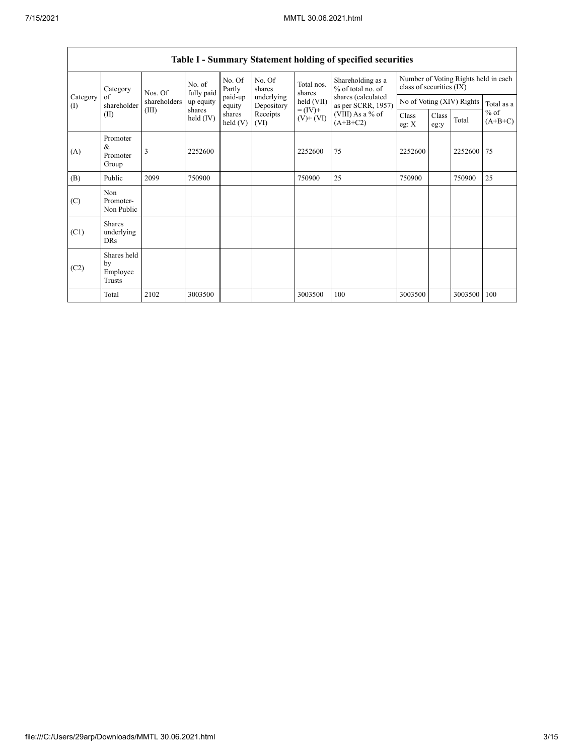| Table I - Summary Statement holding of specified securities | | | | | | | | | | | |
|---|---|---|---|---|---|---|---|---|---|---|---|
| Category (I) | Category of shareholder (II) | Nos. Of shareholders (III) | No. of fully paid up equity shares held (IV) | No. Of Partly paid-up equity shares held (V) | No. Of shares underlying Depository Receipts (VI) | Total nos. shares held (VII) = (IV)+ (V)+ (VI) | Shareholding as a % of total no. of shares (calculated as per SCRR, 1957) (VIII) As a % of (A+B+C2) | Number of Voting Rights held in each class of securities (IX) | | | |
| | | | | | | | | No of Voting (XIV) Rights | | | Total as a % of (A+B+C) |
| | | | | | | | | Class eg: X | Class eg:y | Total | |
| (A) | Promoter & Promoter Group | 3 | 2252600 | | | 2252600 | 75 | 2252600 | | 2252600 | 75 |
| (B) | Public | 2099 | 750900 | | | 750900 | 25 | 750900 | | 750900 | 25 |
| (C) | Non Promoter- Non Public | | | | | | | | | | |
| (C1) | Shares underlying DRs | | | | | | | | | | |
| (C2) | Shares held by Employee Trusts | | | | | | | | | | |
| | Total | 2102 | 3003500 | | | 3003500 | 100 | 3003500 | | 3003500 | 100 |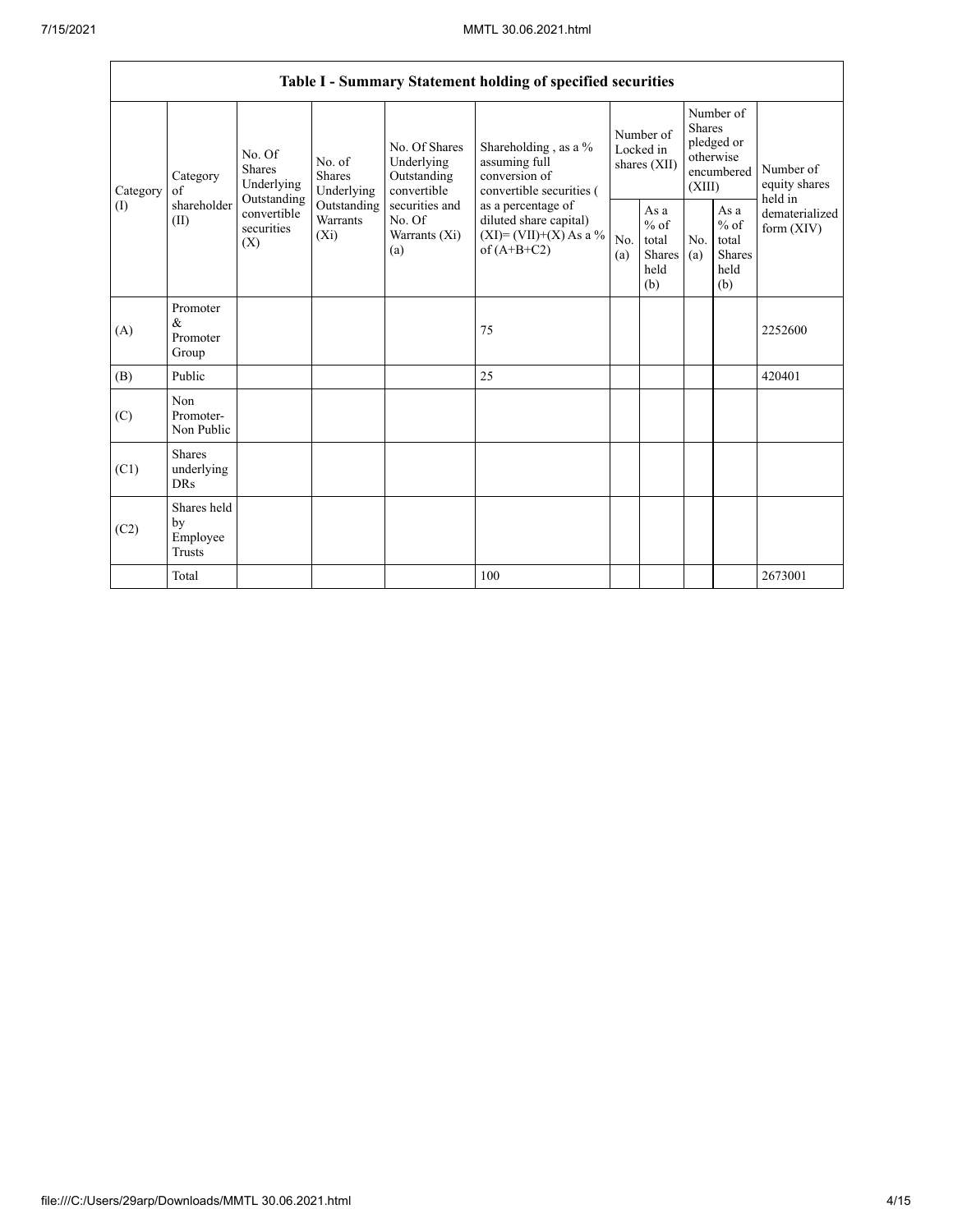| Table I - Summary Statement holding of specified securities | | | | | | | | | | | |
|---|---|---|---|---|---|---|---|---|---|---|---|
| Category (I) | Category of shareholder (II) | No. Of Shares Underlying Outstanding convertible securities (X) | No. of Shares Underlying Outstanding Warrants (Xi) | No. Of Shares Underlying Outstanding convertible securities and No. Of Warrants (Xi) (a) | Shareholding , as a % assuming full conversion of convertible securities ( as a percentage of diluted share capital) (XI)= (VII)+(X) As a % of (A+B+C2) | Number of Locked in shares (XII) | | Number of Shares pledged or otherwise encumbered (XIII) | | Number of equity shares held in dematerialized form (XIV) |
| | | | | | | No. (a) | As a % of total Shares held (b) | No. (a) | As a % of total Shares held (b) | |
| (A) | Promoter & Promoter Group | | | | 75 | | | | | 2252600 |
| (B) | Public | | | | 25 | | | | | 420401 |
| (C) | Non Promoter- Non Public | | | | | | | | | |
| (C1) | Shares underlying DRs | | | | | | | | | |
| (C2) | Shares held by Employee Trusts | | | | | | | | | |
| | Total | | | | 100 | | | | | 2673001 |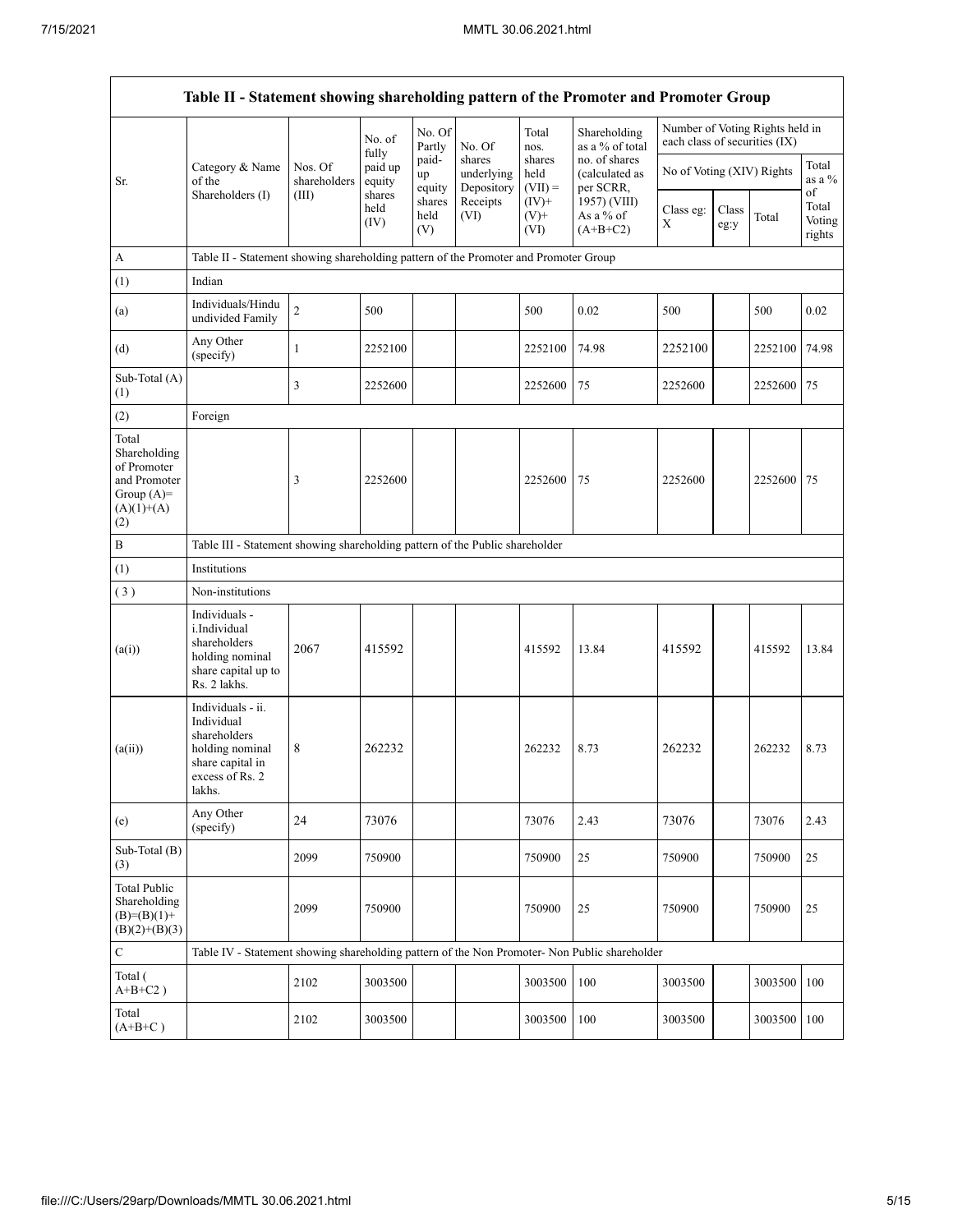| Table II - Statement showing shareholding pattern of the Promoter and Promoter Group | | | | | | | | | | | | |
|---|---|---|---|---|---|---|---|---|---|---|---|---|
| Sr. | Category & Name of the Shareholders (I) | Nos. Of shareholders (III) | No. of fully paid up equity shares held (IV) | No. Of Partly paid-up equity shares held (V) | No. Of shares underlying Depository Receipts (VI) | Total nos. shares held (VII) = (IV)+ (V)+ (VI) | Shareholding as a % of total no. of shares (calculated as per SCRR, 1957) (VIII) As a % of (A+B+C2) | Number of Voting Rights held in each class of securities (IX) | | | |
| | | | | | | | | No of Voting (XIV) Rights | | | Total as a % of Total Voting rights |
| | | | | | | | | Class eg: X | Class eg:y | Total | |
| A | Table II - Statement showing shareholding pattern of the Promoter and Promoter Group | | | | | | | | | | |
| (1) | Indian | | | | | | | | | | |
| (a) | Individuals/Hindu undivided Family | 2 | 500 | | | 500 | 0.02 | 500 | | 500 | 0.02 |
| (d) | Any Other (specify) | 1 | 2252100 | | | 2252100 | 74.98 | 2252100 | | 2252100 | 74.98 |
| Sub-Total (A) (1) | | 3 | 2252600 | | | 2252600 | 75 | 2252600 | | 2252600 | 75 |
| (2) | Foreign | | | | | | | | | | |
| Total Shareholding of Promoter and Promoter Group (A)=(A)(1)+(A)(2) | | 3 | 2252600 | | | 2252600 | 75 | 2252600 | | 2252600 | 75 |
| B | Table III - Statement showing shareholding pattern of the Public shareholder | | | | | | | | | | |
| (1) | Institutions | | | | | | | | | | |
| (3) | Non-institutions | | | | | | | | | | |
| (a(i)) | Individuals - i.Individual shareholders holding nominal share capital up to Rs. 2 lakhs. | 2067 | 415592 | | | 415592 | 13.84 | 415592 | | 415592 | 13.84 |
| (a(ii)) | Individuals - ii. Individual shareholders holding nominal share capital in excess of Rs. 2 lakhs. | 8 | 262232 | | | 262232 | 8.73 | 262232 | | 262232 | 8.73 |
| (e) | Any Other (specify) | 24 | 73076 | | | 73076 | 2.43 | 73076 | | 73076 | 2.43 |
| Sub-Total (B) (3) | | 2099 | 750900 | | | 750900 | 25 | 750900 | | 750900 | 25 |
| Total Public Shareholding (B)=(B)(1)+(B)(2)+(B)(3) | | 2099 | 750900 | | | 750900 | 25 | 750900 | | 750900 | 25 |
| C | Table IV - Statement showing shareholding pattern of the Non Promoter- Non Public shareholder | | | | | | | | | | |
| Total ( A+B+C2 ) | | 2102 | 3003500 | | | 3003500 | 100 | 3003500 | | 3003500 | 100 |
| Total (A+B+C ) | | 2102 | 3003500 | | | 3003500 | 100 | 3003500 | | 3003500 | 100 |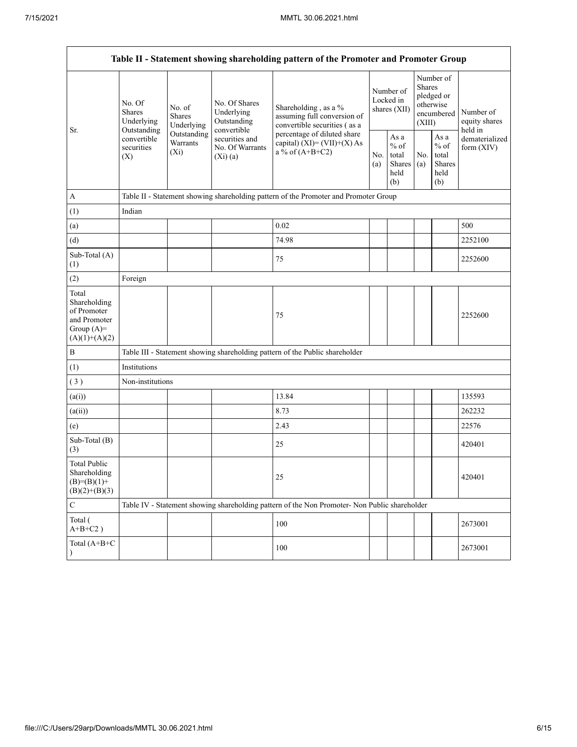| Table II - Statement showing shareholding pattern of the Promoter and Promoter Group | | | | | | | | | |
|---|---|---|---|---|---|---|---|---|---|
| Sr. | No. Of Shares Underlying Outstanding convertible securities (X) | No. of Shares Underlying Outstanding Warrants (Xi) | No. Of Shares Underlying Outstanding convertible securities and No. Of Warrants (Xi) (a) | Shareholding , as a % assuming full conversion of convertible securities ( as a percentage of diluted share capital) (XI)= (VII)+(X) As a % of (A+B+C2) | Number of Locked in shares (XII) | | Number of Shares pledged or otherwise encumbered (XIII) | | Number of equity shares held in dematerialized form (XIV) |
| | | | | | No. (a) | As a % of total Shares held (b) | No. (a) | As a % of total Shares held (b) | |
| A | Table II - Statement showing shareholding pattern of the Promoter and Promoter Group | | | | | | | | |
| (1) | Indian | | | | | | | | |
| (a) | | | | 0.02 | | | | | 500 |
| (d) | | | | 74.98 | | | | | 2252100 |
| Sub-Total (A) (1) | | | | 75 | | | | | 2252600 |
| (2) | Foreign | | | | | | | | |
| Total Shareholding of Promoter and Promoter Group (A)= (A)(1)+(A)(2) | | | | 75 | | | | | 2252600 |
| B | Table III - Statement showing shareholding pattern of the Public shareholder | | | | | | | | |
| (1) | Institutions | | | | | | | | |
| ( 3 ) | Non-institutions | | | | | | | | |
| (a(i)) | | | | 13.84 | | | | | 135593 |
| (a(ii)) | | | | 8.73 | | | | | 262232 |
| (e) | | | | 2.43 | | | | | 22576 |
| Sub-Total (B) (3) | | | | 25 | | | | | 420401 |
| Total Public Shareholding (B)=(B)(1)+(B)(2)+(B)(3) | | | | 25 | | | | | 420401 |
| C | Table IV - Statement showing shareholding pattern of the Non Promoter- Non Public shareholder | | | | | | | | |
| Total ( A+B+C2 ) | | | | 100 | | | | | 2673001 |
| Total (A+B+C ) | | | | 100 | | | | | 2673001 |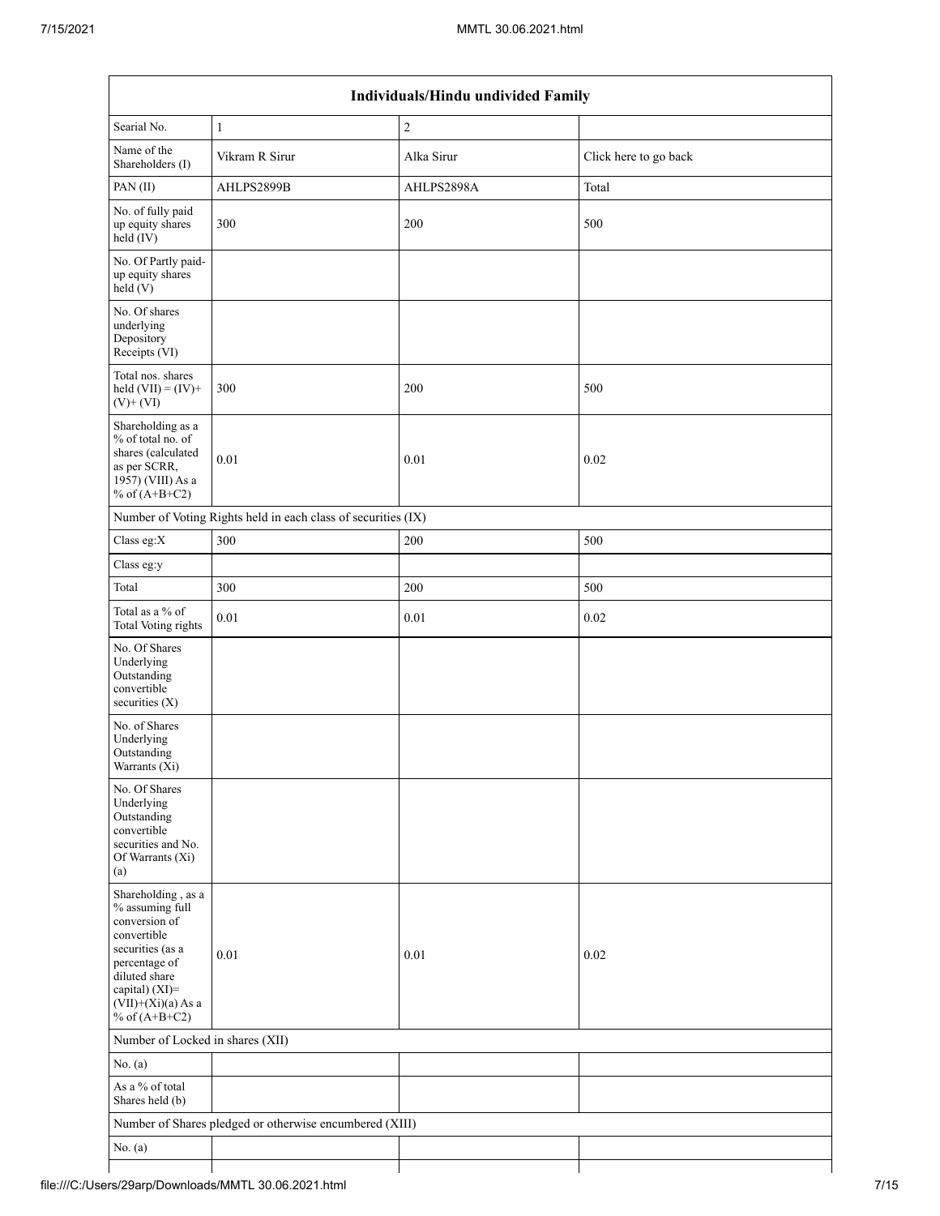| Individuals/Hindu undivided Family | | | |
|---|---|---|---|
| Searial No. | 1 | 2 | |
| Name of the Shareholders (I) | Vikram R Sirur | Alka Sirur | Click here to go back |
| PAN (II) | AHLPS2899B | AHLPS2898A | Total |
| No. of fully paid up equity shares held (IV) | 300 | 200 | 500 |
| No. Of Partly paid-up equity shares held (V) | | | |
| No. Of shares underlying Depository Receipts (VI) | | | |
| Total nos. shares held (VII) = (IV)+ (V)+ (VI) | 300 | 200 | 500 |
| Shareholding as a % of total no. of shares (calculated as per SCRR, 1957) (VIII) As a % of (A+B+C2) | 0.01 | 0.01 | 0.02 |
| Number of Voting Rights held in each class of securities (IX) | | | |
| Class eg:X | 300 | 200 | 500 |
| Class eg:y | | | |
| Total | 300 | 200 | 500 |
| Total as a % of Total Voting rights | 0.01 | 0.01 | 0.02 |
| No. Of Shares Underlying Outstanding convertible securities (X) | | | |
| No. of Shares Underlying Outstanding Warrants (Xi) | | | |
| No. Of Shares Underlying Outstanding convertible securities and No. Of Warrants (Xi) (a) | | | |
| Shareholding , as a % assuming full conversion of convertible securities (as a percentage of diluted share capital) (XI)= (VII)+(Xi)(a) As a % of (A+B+C2) | 0.01 | 0.01 | 0.02 |
| Number of Locked in shares (XII) | | | |
| No. (a) | | | |
| As a % of total Shares held (b) | | | |
| Number of Shares pledged or otherwise encumbered (XIII) | | | |
| No. (a) | | | |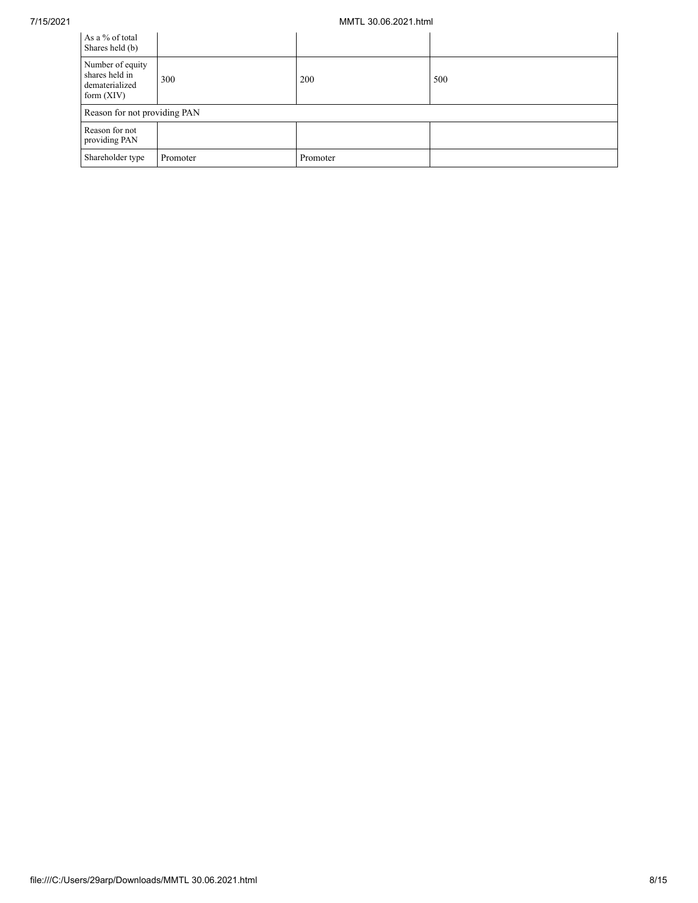| | | | |
|---|---|---|---|
| As a % of total Shares held (b) | | | |
| Number of equity shares held in dematerialized form (XIV) | 300 | 200 | 500 |
| Reason for not providing PAN | | | |
| Reason for not providing PAN | | | |
| Shareholder type | Promoter | Promoter | |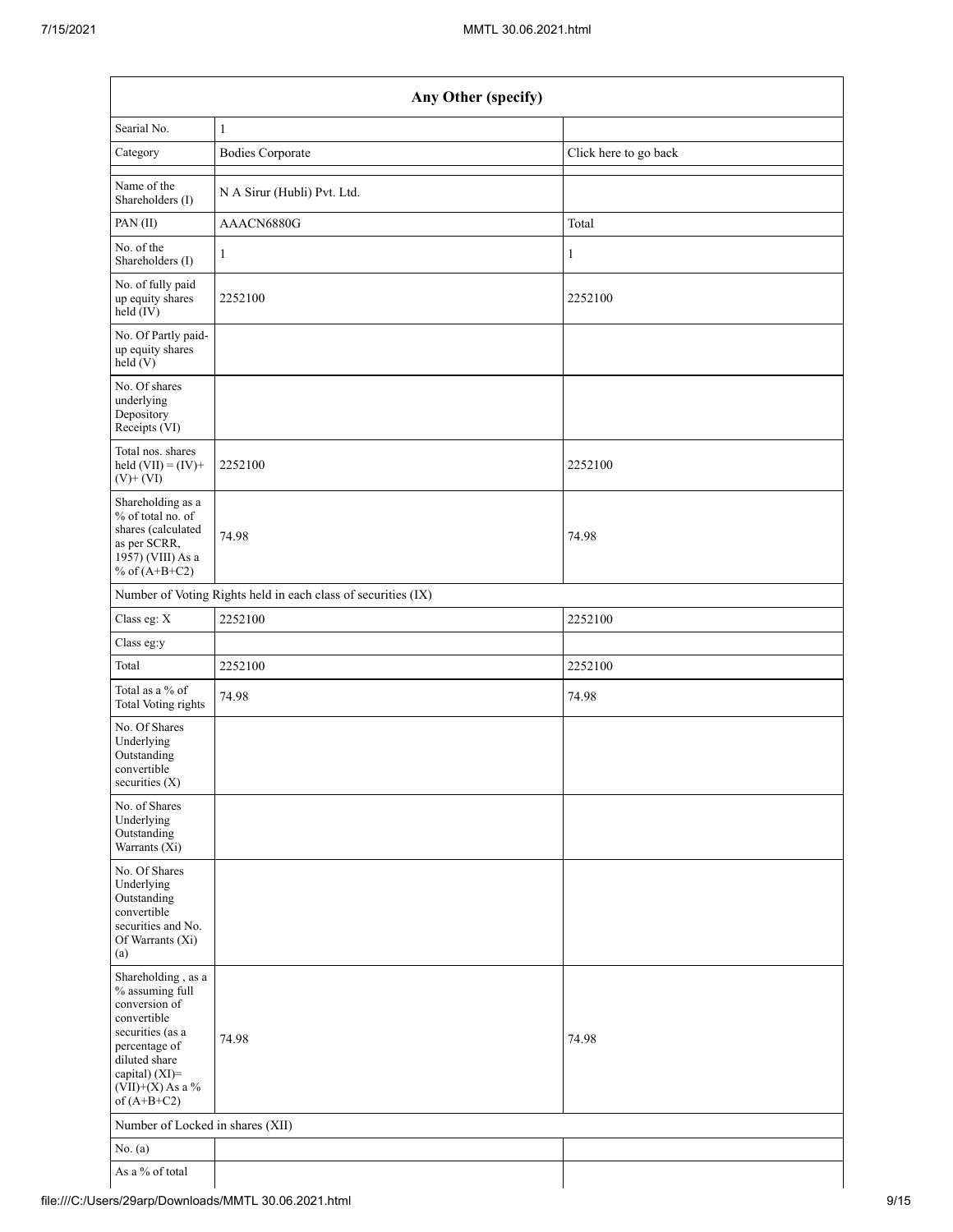| Any Other (specify) | | |
|---|---|---|
| Searial No. | 1 | |
| Category | Bodies Corporate | Click here to go back |
| Name of the Shareholders (I) | N A Sirur (Hubli) Pvt. Ltd. | |
| PAN (II) | AAACN6880G | Total |
| No. of the Shareholders (I) | 1 | 1 |
| No. of fully paid up equity shares held (IV) | 2252100 | 2252100 |
| No. Of Partly paid-up equity shares held (V) | | |
| No. Of shares underlying Depository Receipts (VI) | | |
| Total nos. shares held (VII) = (IV)+ (V)+ (VI) | 2252100 | 2252100 |
| Shareholding as a % of total no. of shares (calculated as per SCRR, 1957) (VIII) As a % of (A+B+C2) | 74.98 | 74.98 |
| Number of Voting Rights held in each class of securities (IX) | | |
| Class eg: X | 2252100 | 2252100 |
| Class eg:y | | |
| Total | 2252100 | 2252100 |
| Total as a % of Total Voting rights | 74.98 | 74.98 |
| No. Of Shares Underlying Outstanding convertible securities (X) | | |
| No. of Shares Underlying Outstanding Warrants (Xi) | | |
| No. Of Shares Underlying Outstanding convertible securities and No. Of Warrants (Xi) (a) | | |
| Shareholding , as a % assuming full conversion of convertible securities (as a percentage of diluted share capital) (XI)= (VII)+(X) As a % of (A+B+C2) | 74.98 | 74.98 |
| Number of Locked in shares (XII) | | |
| No. (a) | | |
| As a % of total | | |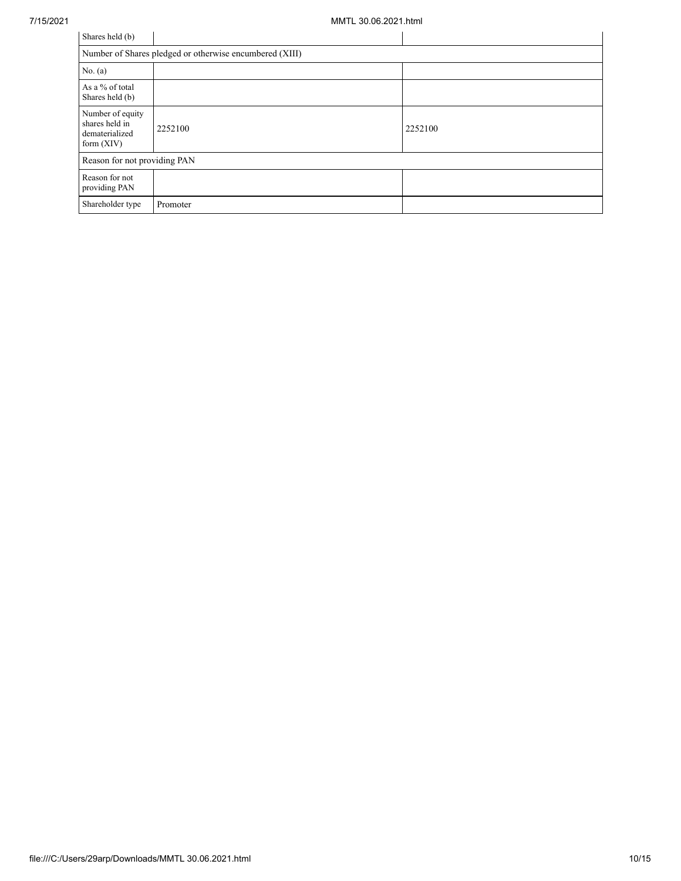| | | |
|---|---|---|
| Shares held (b) | | |
| Number of Shares pledged or otherwise encumbered (XIII) | | |
| No. (a) | | |
| As a % of total Shares held (b) | | |
| Number of equity shares held in dematerialized form (XIV) | 2252100 | 2252100 |
| Reason for not providing PAN | | |
| Reason for not providing PAN | | |
| Shareholder type | Promoter | |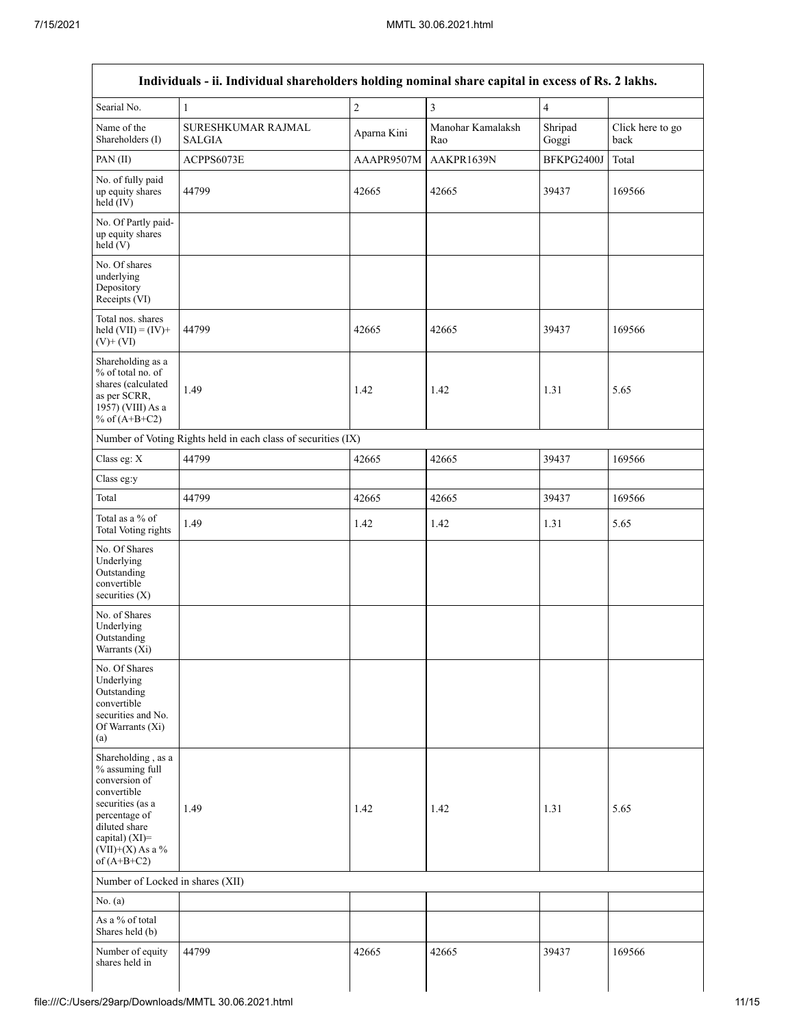| Individuals - ii. Individual shareholders holding nominal share capital in excess of Rs. 2 lakhs. | | | | | |
|---|---|---|---|---|---|
| Searial No. | 1 | 2 | 3 | 4 | |
| Name of the Shareholders (I) | SURESHKUMAR RAJMAL SALGIA | Aparna Kini | Manohar Kamalaksh Rao | Shripad Goggi | Click here to go back |
| PAN (II) | ACPPS6073E | AAAPR9507M | AAKPR1639N | BFKPG2400J | Total |
| No. of fully paid up equity shares held (IV) | 44799 | 42665 | 42665 | 39437 | 169566 |
| No. Of Partly paid-up equity shares held (V) | | | | | |
| No. Of shares underlying Depository Receipts (VI) | | | | | |
| Total nos. shares held (VII) = (IV)+ (V)+ (VI) | 44799 | 42665 | 42665 | 39437 | 169566 |
| Shareholding as a % of total no. of shares (calculated as per SCRR, 1957) (VIII) As a % of (A+B+C2) | 1.49 | 1.42 | 1.42 | 1.31 | 5.65 |
| Number of Voting Rights held in each class of securities (IX) | | | | | |
| Class eg: X | 44799 | 42665 | 42665 | 39437 | 169566 |
| Class eg:y | | | | | |
| Total | 44799 | 42665 | 42665 | 39437 | 169566 |
| Total as a % of Total Voting rights | 1.49 | 1.42 | 1.42 | 1.31 | 5.65 |
| No. Of Shares Underlying Outstanding convertible securities (X) | | | | | |
| No. of Shares Underlying Outstanding Warrants (Xi) | | | | | |
| No. Of Shares Underlying Outstanding convertible securities and No. Of Warrants (Xi) (a) | | | | | |
| Shareholding , as a % assuming full conversion of convertible securities (as a percentage of diluted share capital) (XI)= (VII)+(X) As a % of (A+B+C2) | 1.49 | 1.42 | 1.42 | 1.31 | 5.65 |
| Number of Locked in shares (XII) | | | | | |
| No. (a) | | | | | |
| As a % of total Shares held (b) | | | | | |
| Number of equity shares held in | 44799 | 42665 | 42665 | 39437 | 169566 |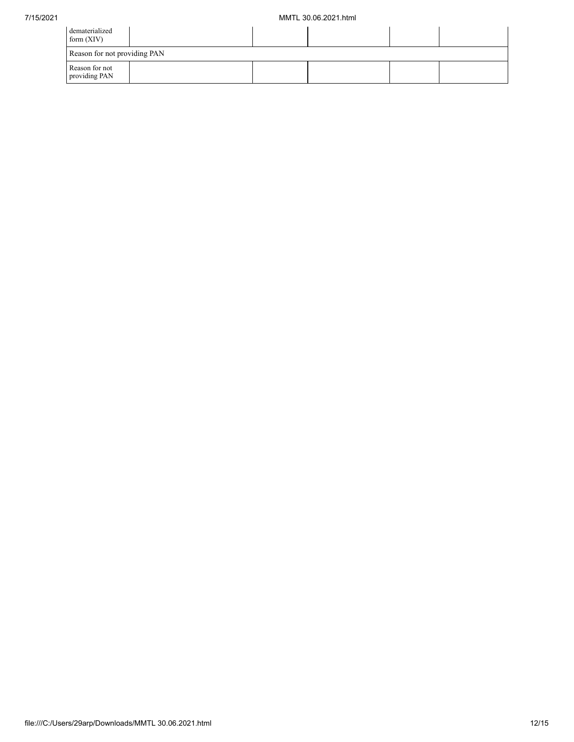| | | | | | |
|---|---|---|---|---|---|
| dematerialized form (XIV) | | | | | |
| Reason for not providing PAN | | | | | |
| Reason for not providing PAN | | | | | |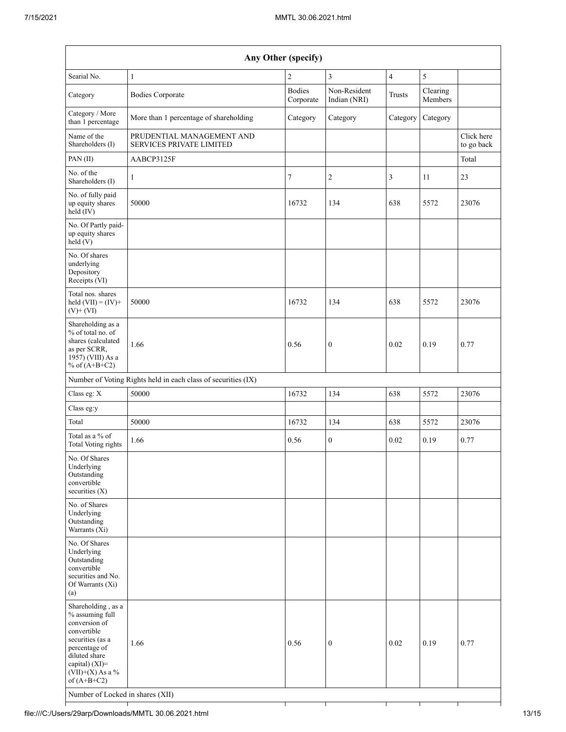| Any Other (specify) | | | | | | |
|---|---|---|---|---|---|---|
| Searial No. | 1 | 2 | 3 | 4 | 5 | |
| Category | Bodies Corporate | Bodies Corporate | Non-Resident Indian (NRI) | Trusts | Clearing Members | |
| Category / More than 1 percentage | More than 1 percentage of shareholding | Category | Category | Category | Category | |
| Name of the Shareholders (I) | PRUDENTIAL MANAGEMENT AND SERVICES PRIVATE LIMITED | | | | | Click here to go back |
| PAN (II) | AABCP3125F | | | | | Total |
| No. of the Shareholders (I) | 1 | 7 | 2 | 3 | 11 | 23 |
| No. of fully paid up equity shares held (IV) | 50000 | 16732 | 134 | 638 | 5572 | 23076 |
| No. Of Partly paid-up equity shares held (V) | | | | | | |
| No. Of shares underlying Depository Receipts (VI) | | | | | | |
| Total nos. shares held (VII) = (IV)+ (V)+ (VI) | 50000 | 16732 | 134 | 638 | 5572 | 23076 |
| Shareholding as a % of total no. of shares (calculated as per SCRR, 1957) (VIII) As a % of (A+B+C2) | 1.66 | 0.56 | 0 | 0.02 | 0.19 | 0.77 |
| Number of Voting Rights held in each class of securities (IX) | | | | | | |
| Class eg: X | 50000 | 16732 | 134 | 638 | 5572 | 23076 |
| Class eg:y | | | | | | |
| Total | 50000 | 16732 | 134 | 638 | 5572 | 23076 |
| Total as a % of Total Voting rights | 1.66 | 0.56 | 0 | 0.02 | 0.19 | 0.77 |
| No. Of Shares Underlying Outstanding convertible securities (X) | | | | | | |
| No. of Shares Underlying Outstanding Warrants (Xi) | | | | | | |
| No. Of Shares Underlying Outstanding convertible securities and No. Of Warrants (Xi) (a) | | | | | | |
| Shareholding , as a % assuming full conversion of convertible securities (as a percentage of diluted share capital) (XI)= (VII)+(X) As a % of (A+B+C2) | 1.66 | 0.56 | 0 | 0.02 | 0.19 | 0.77 |
| Number of Locked in shares (XII) | | | | | | |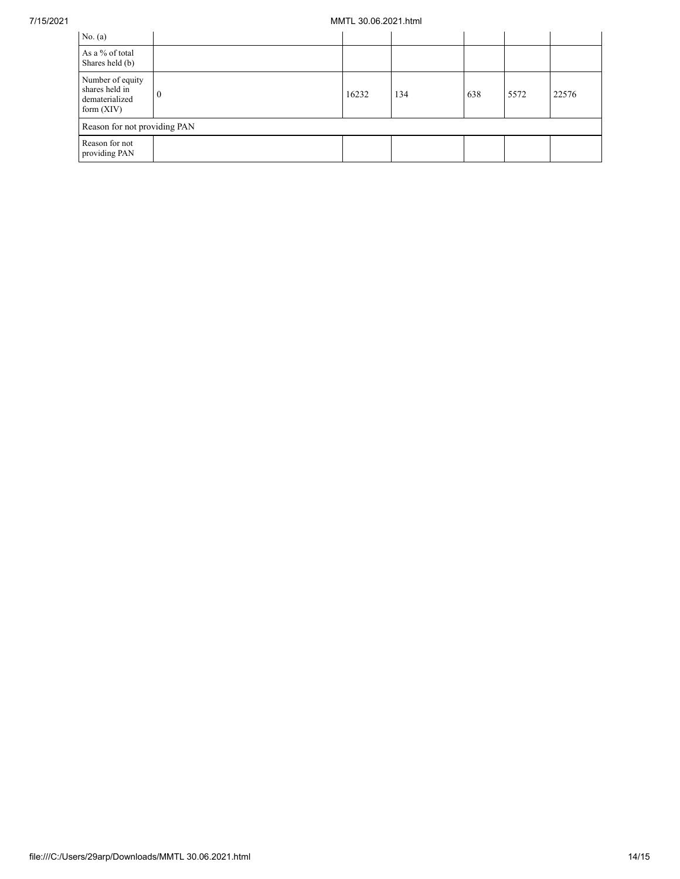| | | | | | | |
|---|---|---|---|---|---|---|
| No. (a) | | | | | | |
| As a % of total Shares held (b) | | | | | | |
| Number of equity shares held in dematerialized form (XIV) | 0 | 16232 | 134 | 638 | 5572 | 22576 |
| Reason for not providing PAN | | | | | | |
| Reason for not providing PAN | | | | | | |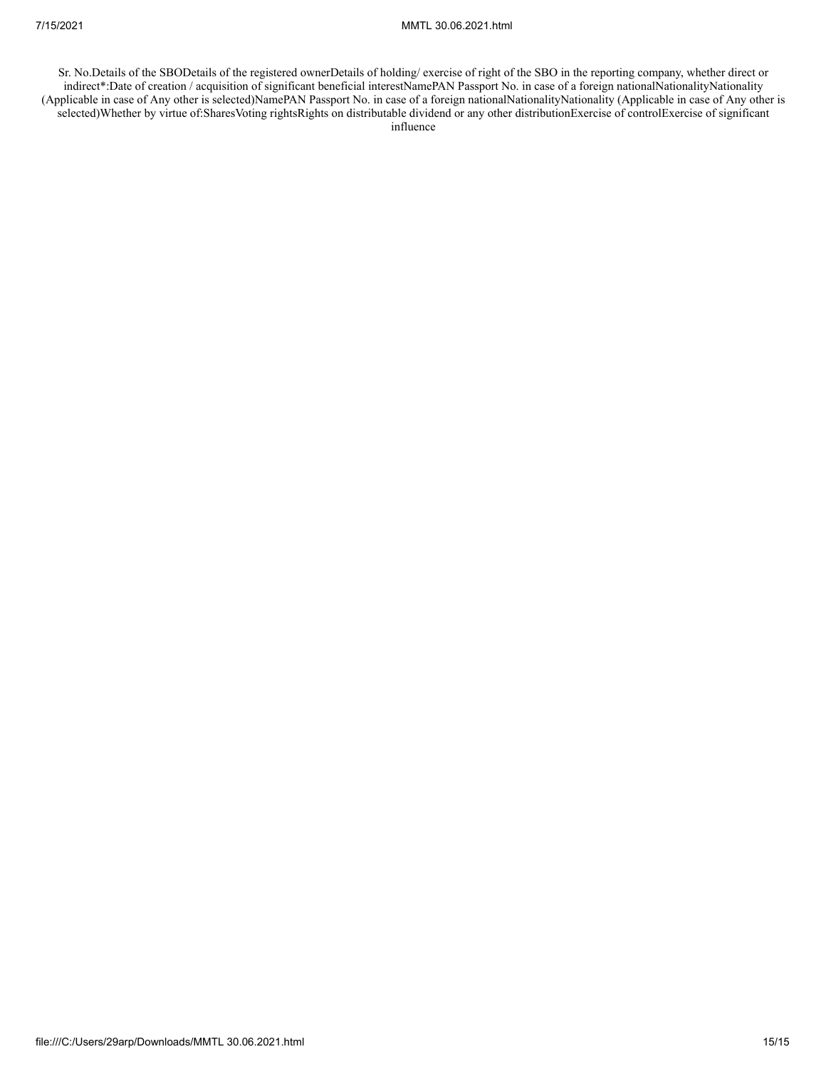Sr. No.Details of the SBODetails of the registered ownerDetails of holding/ exercise of right of the SBO in the reporting company, whether direct or indirect*:Date of creation / acquisition of significant beneficial interestNamePAN Passport No. in case of a foreign nationalNationalityNationality (Applicable in case of Any other is selected)NamePAN Passport No. in case of a foreign nationalNationalityNationality (Applicable in case of Any other is selected)Whether by virtue of:SharesVoting rightsRights on distributable dividend or any other distributionExercise of controlExercise of significant influence